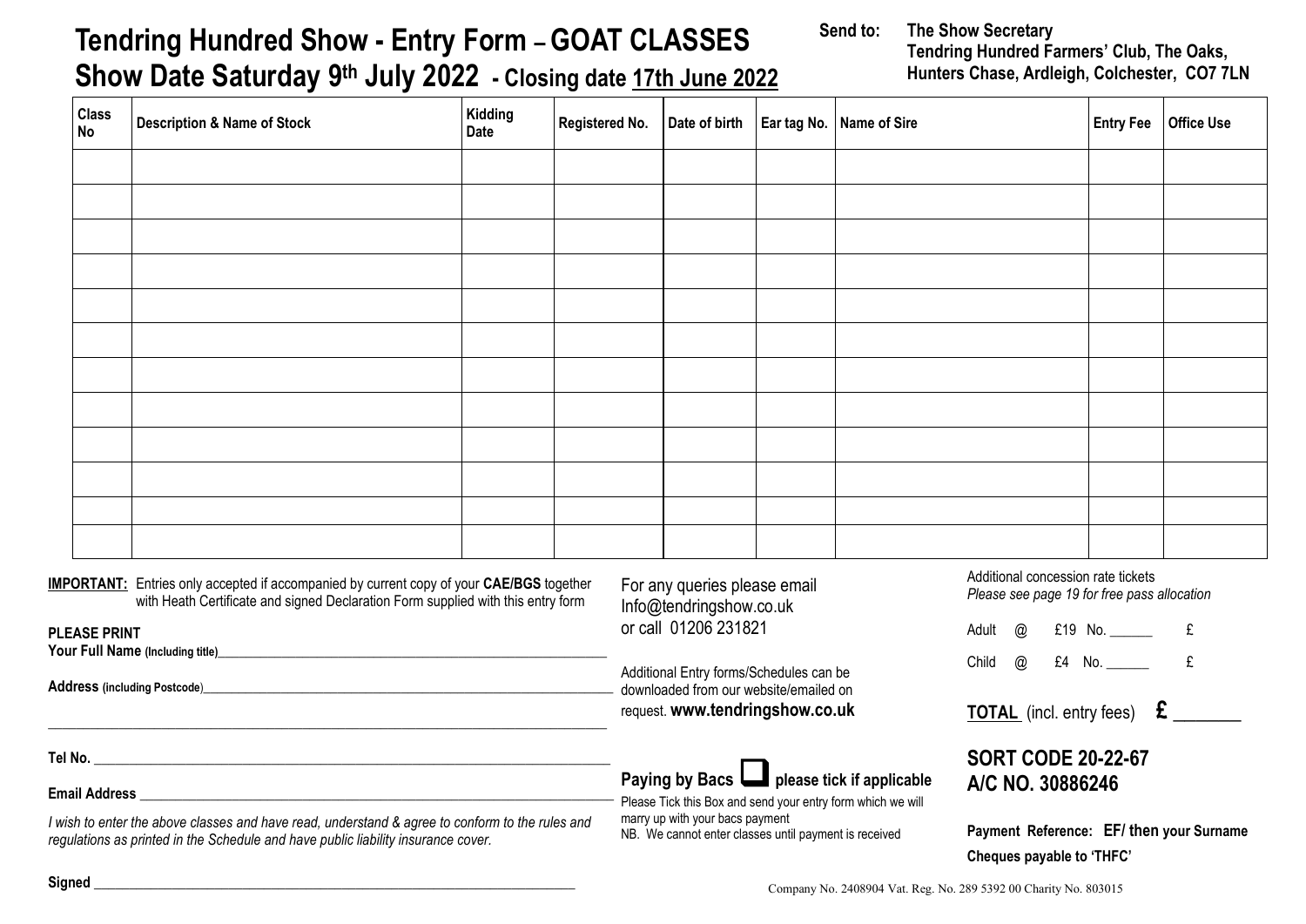# Tendring Hundred Show - Entry Form – GOAT CLASSES

## Show Date Saturday 9th July 2022 - Closing date 17th June 2022

**Send to:** **The Show Secretary**
**Tendring Hundred Farmers' Club, The Oaks, Hunters Chase, Ardleigh, Colchester, CO7 7LN**

| Class No | Description & Name of Stock | Kidding Date | Registered No. | Date of birth | Ear tag No. | Name of Sire | Entry Fee | Office Use |
|---|---|---|---|---|---|---|---|---|
| | | | | | | | | |
| | | | | | | | | |
| | | | | | | | | |
| | | | | | | | | |
| | | | | | | | | |
| | | | | | | | | |
| | | | | | | | | |
| | | | | | | | | |
| | | | | | | | | |
| | | | | | | | | |
| | | | | | | | | |
| | | | | | | | | |

**IMPORTANT:** Entries only accepted if accompanied by current copy of your **CAE/BGS** together with Heath Certificate and signed Declaration Form supplied with this entry form

**PLEASE PRINT**

**Your Full Name (Including title)**\_\_\_\_\_\_\_\_\_\_\_\_\_\_\_\_\_\_\_\_

**Address (including Postcode)**\_\_\_\_\_\_\_\_\_\_\_\_\_\_\_\_\_\_\_\_

\_\_\_\_\_\_\_\_\_\_\_\_\_\_\_\_\_\_\_\_

**Tel No.** \_\_\_\_\_\_\_\_\_\_\_\_\_\_\_\_\_\_\_\_

**Email Address** \_\_\_\_\_\_\_\_\_\_\_\_\_\_\_\_\_\_\_\_

*I wish to enter the above classes and have read, understand & agree to conform to the rules and regulations as printed in the Schedule and have public liability insurance cover.*

**Signed** \_\_\_\_\_\_\_\_\_\_\_\_\_\_\_\_\_\_\_\_

For any queries please email Info@tendringshow.co.uk or call 01206 231821

Additional Entry forms/Schedules can be downloaded from our website/emailed on request. **www.tendringshow.co.uk**

**Paying by Bacs ☐ please tick if applicable**

Please Tick this Box and send your entry form which we will marry up with your bacs payment

NB. We cannot enter classes until payment is received

Additional concession rate tickets
*Please see page 19 for free pass allocation*

Adult @ £19 No. \_\_\_\_\_\_ £

Child @ £4 No. \_\_\_\_\_\_ £

**TOTAL** (incl. entry fees) **£** \_\_\_\_\_\_\_

**SORT CODE 20-22-67**
**A/C NO. 30886246**

**Payment Reference: EF/ then your Surname**

**Cheques payable to 'THFC'**

Company No. 2408904 Vat. Reg. No. 289 5392 00 Charity No. 803015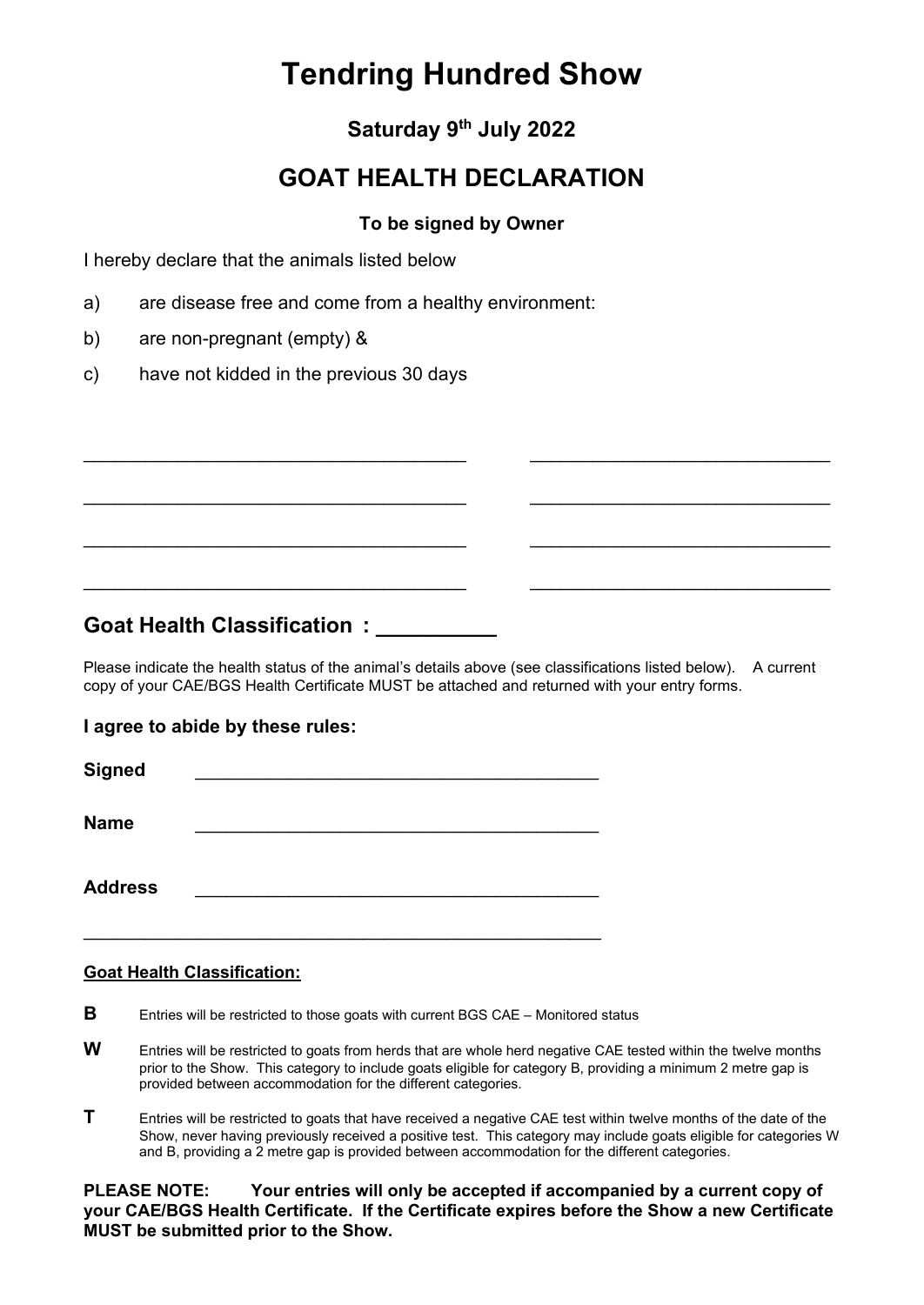# Tendring Hundred Show

### Saturday 9th July 2022

## GOAT HEALTH DECLARATION

#### To be signed by Owner

I hereby declare that the animals listed below

a) are disease free and come from a healthy environment:

b) are non-pregnant (empty) &

c) have not kidded in the previous 30 days

| | |
|---|---|
| ___________________________________ | ___________________________ |
| ___________________________________ | ___________________________ |
| ___________________________________ | ___________________________ |
| ___________________________________ | ___________________________ |

## Goat Health Classification : __________

Please indicate the health status of the animal's details above (see classifications listed below). A current copy of your CAE/BGS Health Certificate MUST be attached and returned with your entry forms.

**I agree to abide by these rules:**

**Signed** ________________________________________

**Name** ________________________________________

**Address** ________________________________________

______________________________________________________

**Goat Health Classification:**

**B** Entries will be restricted to those goats with current BGS CAE – Monitored status

**W** Entries will be restricted to goats from herds that are whole herd negative CAE tested within the twelve months prior to the Show. This category to include goats eligible for category B, providing a minimum 2 metre gap is provided between accommodation for the different categories.

**T** Entries will be restricted to goats that have received a negative CAE test within twelve months of the date of the Show, never having previously received a positive test. This category may include goats eligible for categories W and B, providing a 2 metre gap is provided between accommodation for the different categories.

**PLEASE NOTE: Your entries will only be accepted if accompanied by a current copy of your CAE/BGS Health Certificate. If the Certificate expires before the Show a new Certificate MUST be submitted prior to the Show.**